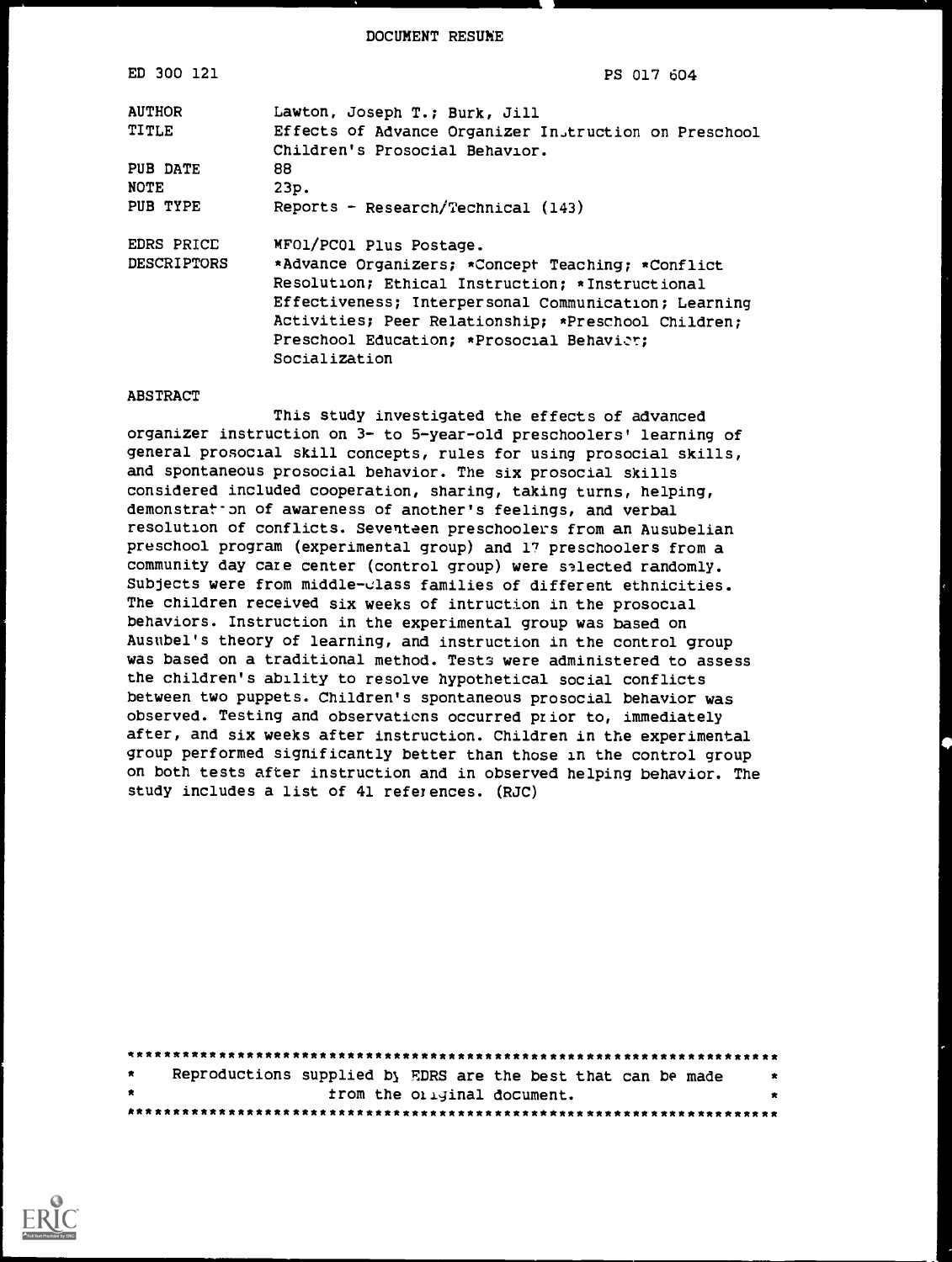DOCUMENT RESUME

| | |
|---|---|
| ED 300 121 | PS 017 604 |
| AUTHOR | Lawton, Joseph T.; Burk, Jill |
| TITLE | Effects of Advance Organizer Instruction on Preschool Children's Prosocial Behavior. |
| PUB DATE | 88 |
| NOTE | 23p. |
| PUB TYPE | Reports - Research/Technical (143) |
| EDRS PRICE | MF01/PC01 Plus Postage. |
| DESCRIPTORS | *Advance Organizers; *Concept Teaching; *Conflict Resolution; Ethical Instruction; *Instructional Effectiveness; Interpersonal Communication; Learning Activities; Peer Relationship; *Preschool Children; Preschool Education; *Prosocial Behavior; Socialization |

ABSTRACT

This study investigated the effects of advanced organizer instruction on 3- to 5-year-old preschoolers' learning of general prosocial skill concepts, rules for using prosocial skills, and spontaneous prosocial behavior. The six prosocial skills considered included cooperation, sharing, taking turns, helping, demonstration of awareness of another's feelings, and verbal resolution of conflicts. Seventeen preschoolers from an Ausubelian preschool program (experimental group) and 17 preschoolers from a community day care center (control group) were selected randomly. Subjects were from middle-class families of different ethnicities. The children received six weeks of intruction in the prosocial behaviors. Instruction in the experimental group was based on Ausubel's theory of learning, and instruction in the control group was based on a traditional method. Tests were administered to assess the children's ability to resolve hypothetical social conflicts between two puppets. Children's spontaneous prosocial behavior was observed. Testing and observations occurred prior to, immediately after, and six weeks after instruction. Children in the experimental group performed significantly better than those in the control group on both tests after instruction and in observed helping behavior. The study includes a list of 41 references. (RJC)

***********************************************************************
* Reproductions supplied by EDRS are the best that can be made *
* from the original document. *
***********************************************************************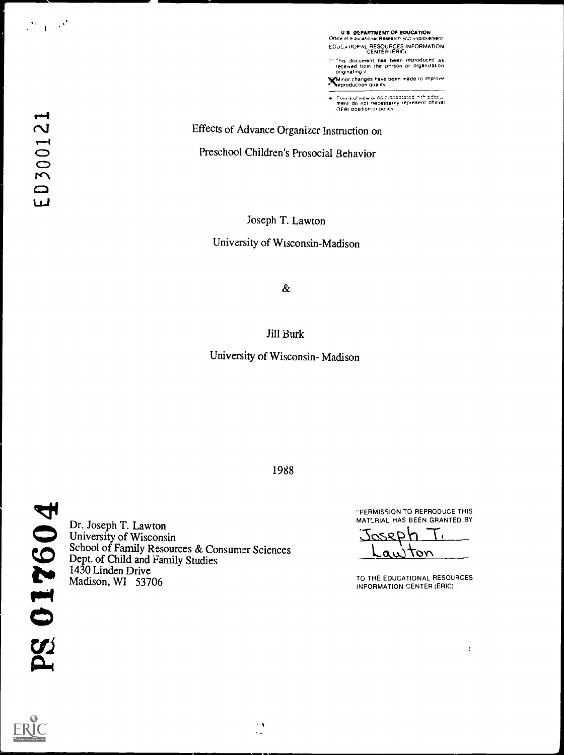U.S. DEPARTMENT OF EDUCATION
Office of Educational Research and Improvement
EDUCATIONAL RESOURCES INFORMATION CENTER (ERIC)

This document has been reproduced as received from the person or organization originating it.

Minor changes have been made to improve reproduction quality.

Points of view or opinions stated in this document do not necessarily represent official OERI position or policy.

ED300121

# Effects of Advance Organizer Instruction on Preschool Children's Prosocial Behavior

Joseph T. Lawton

University of Wisconsin-Madison

&

Jill Burk

University of Wisconsin- Madison

1988

PS 017604

Dr. Joseph T. Lawton
University of Wisconsin
School of Family Resources & Consumer Sciences
Dept. of Child and Family Studies
1430 Linden Drive
Madison, WI 53706

"PERMISSION TO REPRODUCE THIS MATERIAL HAS BEEN GRANTED BY

Joseph T. Lawton

TO THE EDUCATIONAL RESOURCES INFORMATION CENTER (ERIC)."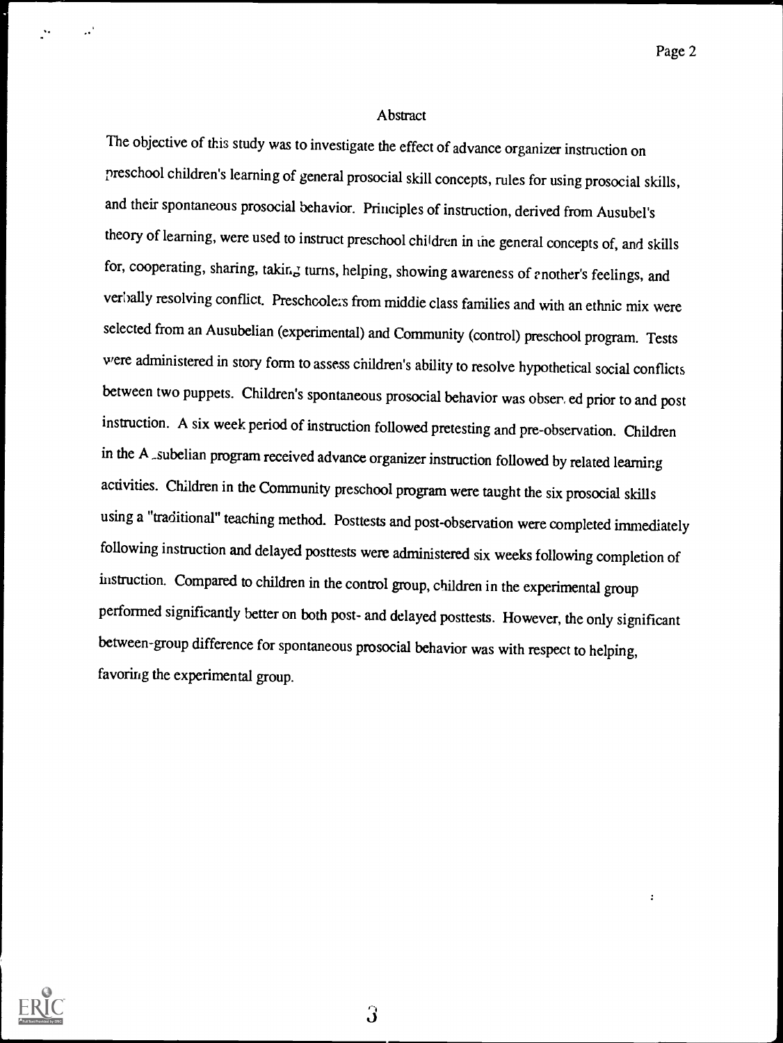## Abstract

The objective of this study was to investigate the effect of advance organizer instruction on preschool children's learning of general prosocial skill concepts, rules for using prosocial skills, and their spontaneous prosocial behavior. Principles of instruction, derived from Ausubel's theory of learning, were used to instruct preschool children in the general concepts of, and skills for, cooperating, sharing, taking turns, helping, showing awareness of another's feelings, and verbally resolving conflict. Preschoolers from middle class families and with an ethnic mix were selected from an Ausubelian (experimental) and Community (control) preschool program. Tests were administered in story form to assess children's ability to resolve hypothetical social conflicts between two puppets. Children's spontaneous prosocial behavior was observed prior to and post instruction. A six week period of instruction followed pretesting and pre-observation. Children in the Ausubelian program received advance organizer instruction followed by related learning activities. Children in the Community preschool program were taught the six prosocial skills using a "traditional" teaching method. Posttests and post-observation were completed immediately following instruction and delayed posttests were administered six weeks following completion of instruction. Compared to children in the control group, children in the experimental group performed significantly better on both post- and delayed posttests. However, the only significant between-group difference for spontaneous prosocial behavior was with respect to helping, favoring the experimental group.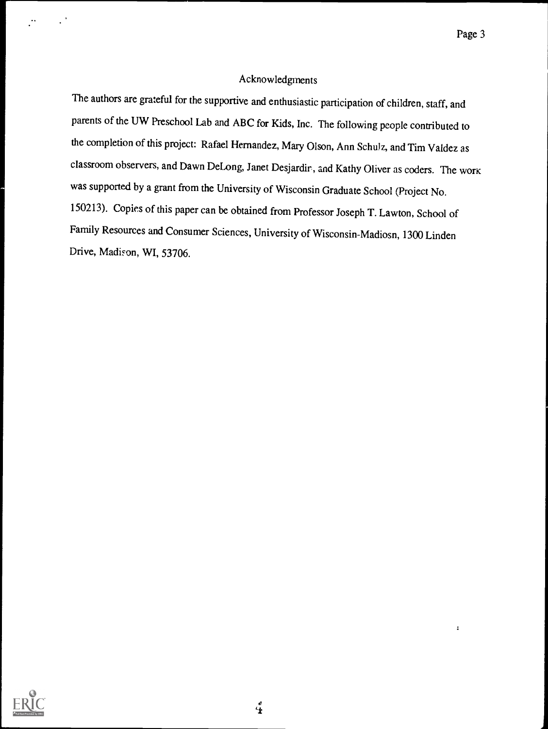## Acknowledgments

The authors are grateful for the supportive and enthusiastic participation of children, staff, and parents of the UW Preschool Lab and ABC for Kids, Inc. The following people contributed to the completion of this project: Rafael Hernandez, Mary Olson, Ann Schulz, and Tim Valdez as classroom observers, and Dawn DeLong, Janet Desjardin, and Kathy Oliver as coders. The work was supported by a grant from the University of Wisconsin Graduate School (Project No. 150213). Copies of this paper can be obtained from Professor Joseph T. Lawton, School of Family Resources and Consumer Sciences, University of Wisconsin-Madiosn, 1300 Linden Drive, Madison, WI, 53706.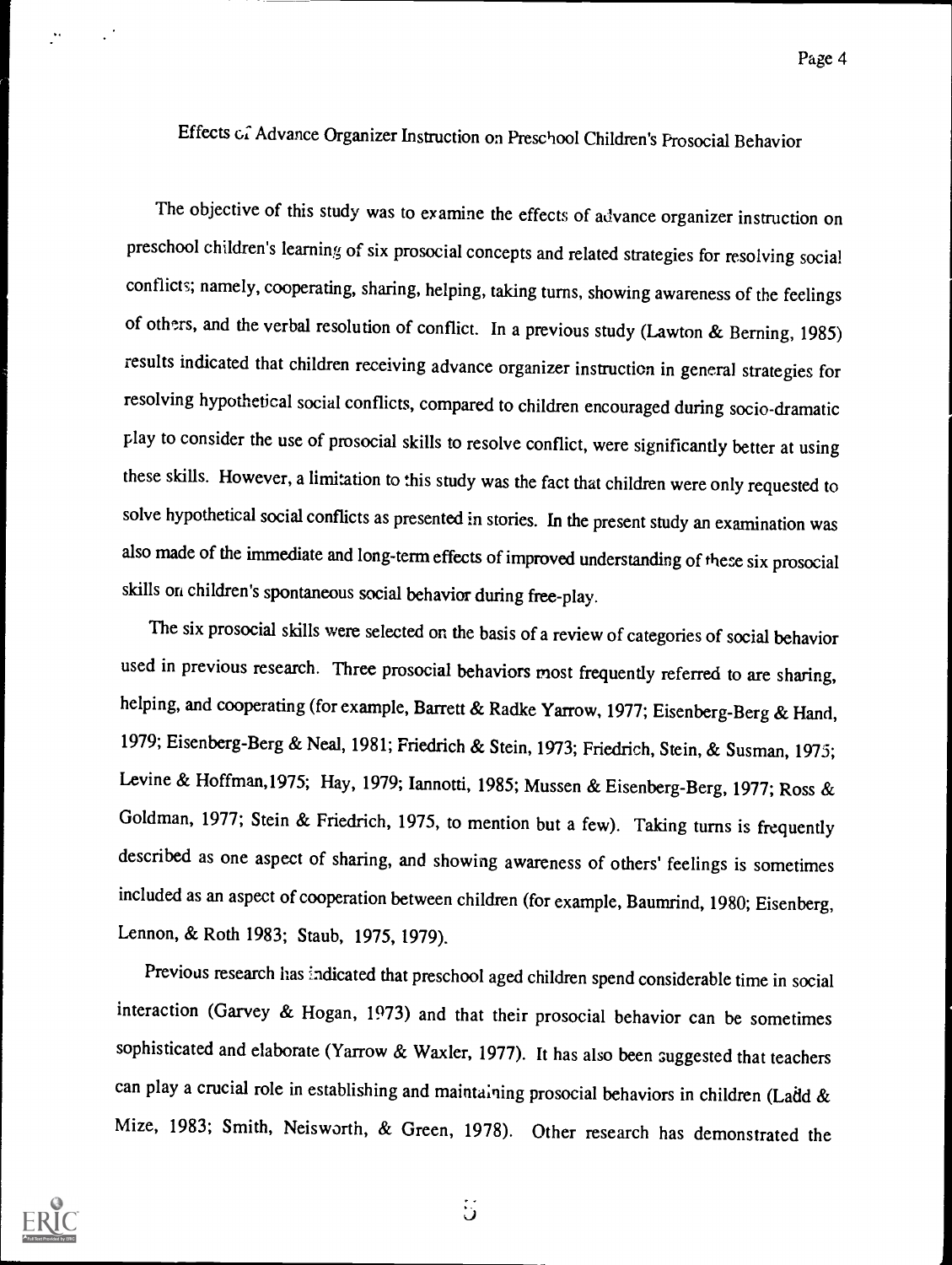# Effects of Advance Organizer Instruction on Preschool Children's Prosocial Behavior

The objective of this study was to examine the effects of advance organizer instruction on preschool children's learning of six prosocial concepts and related strategies for resolving social conflicts; namely, cooperating, sharing, helping, taking turns, showing awareness of the feelings of others, and the verbal resolution of conflict. In a previous study (Lawton & Berning, 1985) results indicated that children receiving advance organizer instruction in general strategies for resolving hypothetical social conflicts, compared to children encouraged during socio-dramatic play to consider the use of prosocial skills to resolve conflict, were significantly better at using these skills. However, a limitation to this study was the fact that children were only requested to solve hypothetical social conflicts as presented in stories. In the present study an examination was also made of the immediate and long-term effects of improved understanding of these six prosocial skills on children's spontaneous social behavior during free-play.

The six prosocial skills were selected on the basis of a review of categories of social behavior used in previous research. Three prosocial behaviors most frequently referred to are sharing, helping, and cooperating (for example, Barrett & Radke Yarrow, 1977; Eisenberg-Berg & Hand, 1979; Eisenberg-Berg & Neal, 1981; Friedrich & Stein, 1973; Friedrich, Stein, & Susman, 1975; Levine & Hoffman,1975; Hay, 1979; Iannotti, 1985; Mussen & Eisenberg-Berg, 1977; Ross & Goldman, 1977; Stein & Friedrich, 1975, to mention but a few). Taking turns is frequently described as one aspect of sharing, and showing awareness of others' feelings is sometimes included as an aspect of cooperation between children (for example, Baumrind, 1980; Eisenberg, Lennon, & Roth 1983; Staub, 1975, 1979).

Previous research has indicated that preschool aged children spend considerable time in social interaction (Garvey & Hogan, 1973) and that their prosocial behavior can be sometimes sophisticated and elaborate (Yarrow & Waxler, 1977). It has also been suggested that teachers can play a crucial role in establishing and maintaining prosocial behaviors in children (Ladd & Mize, 1983; Smith, Neisworth, & Green, 1978). Other research has demonstrated the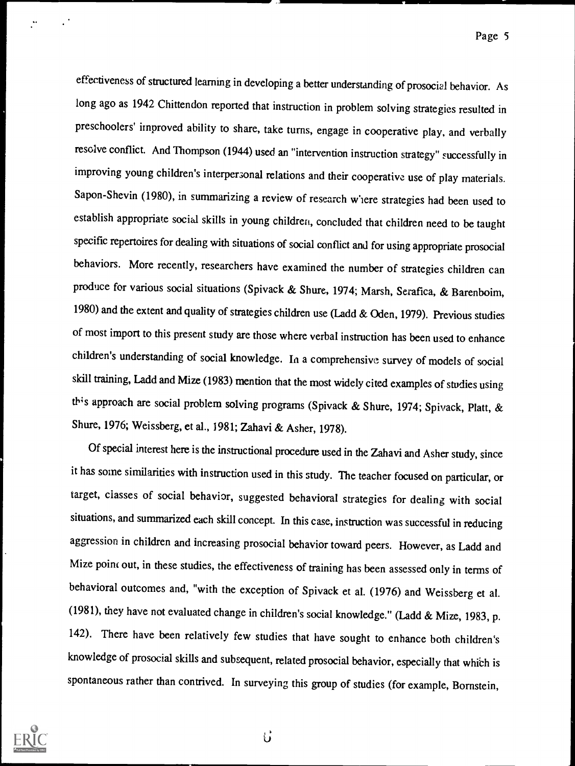effectiveness of structured learning in developing a better understanding of prosocial behavior. As long ago as 1942 Chittendon reported that instruction in problem solving strategies resulted in preschoolers' improved ability to share, take turns, engage in cooperative play, and verbally resolve conflict. And Thompson (1944) used an "intervention instruction strategy" successfully in improving young children's interpersonal relations and their cooperative use of play materials. Sapon-Shevin (1980), in summarizing a review of research where strategies had been used to establish appropriate social skills in young children, concluded that children need to be taught specific repertoires for dealing with situations of social conflict and for using appropriate prosocial behaviors. More recently, researchers have examined the number of strategies children can produce for various social situations (Spivack & Shure, 1974; Marsh, Serafica, & Barenboim, 1980) and the extent and quality of strategies children use (Ladd & Oden, 1979). Previous studies of most import to this present study are those where verbal instruction has been used to enhance children's understanding of social knowledge. In a comprehensive survey of models of social skill training, Ladd and Mize (1983) mention that the most widely cited examples of studies using this approach are social problem solving programs (Spivack & Shure, 1974; Spivack, Platt, & Shure, 1976; Weissberg, et al., 1981; Zahavi & Asher, 1978).

Of special interest here is the instructional procedure used in the Zahavi and Asher study, since it has some similarities with instruction used in this study. The teacher focused on particular, or target, classes of social behavior, suggested behavioral strategies for dealing with social situations, and summarized each skill concept. In this case, instruction was successful in reducing aggression in children and increasing prosocial behavior toward peers. However, as Ladd and Mize point out, in these studies, the effectiveness of training has been assessed only in terms of behavioral outcomes and, "with the exception of Spivack et al. (1976) and Weissberg et al. (1981), they have not evaluated change in children's social knowledge." (Ladd & Mize, 1983, p. 142). There have been relatively few studies that have sought to enhance both children's knowledge of prosocial skills and subsequent, related prosocial behavior, especially that which is spontaneous rather than contrived. In surveying this group of studies (for example, Bornstein,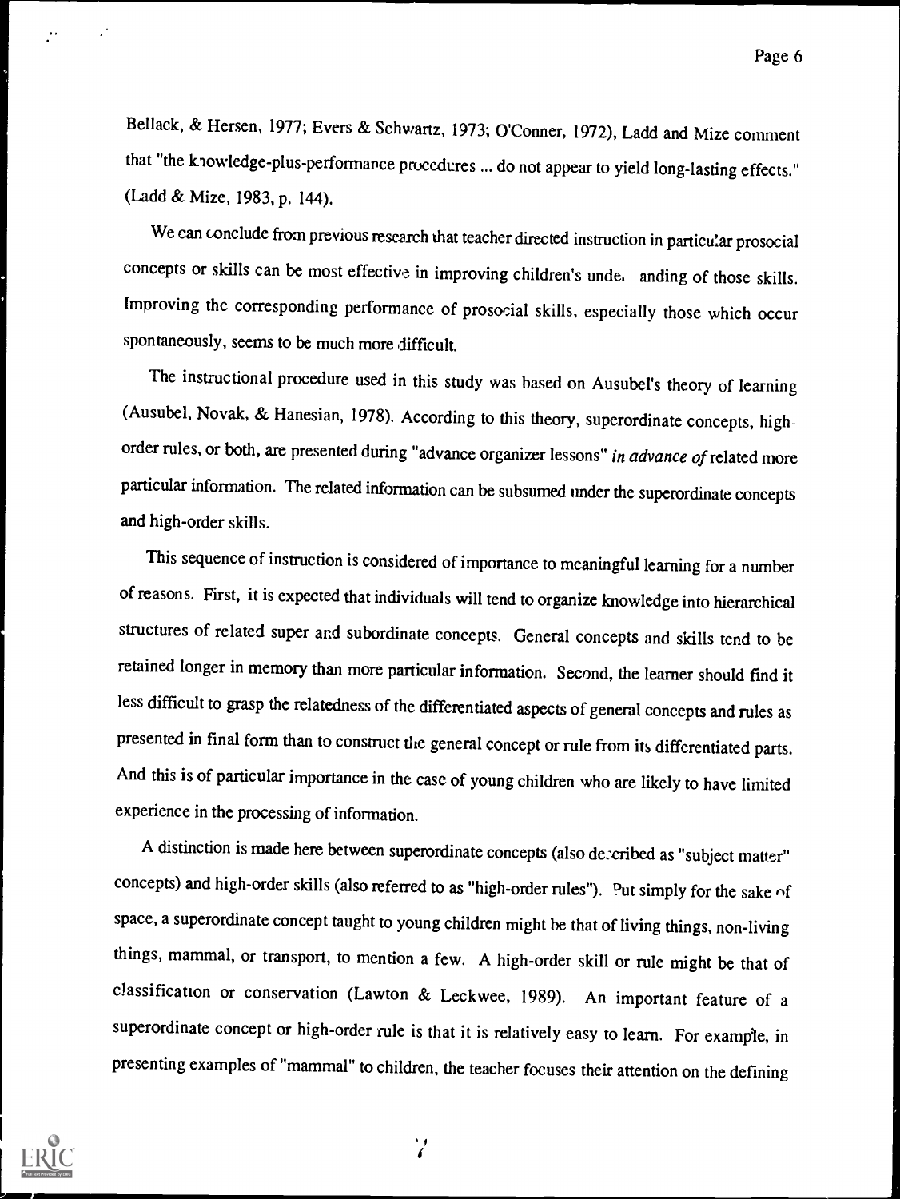Bellack, & Hersen, 1977; Evers & Schwartz, 1973; O'Conner, 1972), Ladd and Mize comment that "the knowledge-plus-performance procedures ... do not appear to yield long-lasting effects." (Ladd & Mize, 1983, p. 144).

We can conclude from previous research that teacher directed instruction in particular prosocial concepts or skills can be most effective in improving children's understanding of those skills. Improving the corresponding performance of prosocial skills, especially those which occur spontaneously, seems to be much more difficult.

The instructional procedure used in this study was based on Ausubel's theory of learning (Ausubel, Novak, & Hanesian, 1978). According to this theory, superordinate concepts, high-order rules, or both, are presented during "advance organizer lessons" *in advance of* related more particular information. The related information can be subsumed under the superordinate concepts and high-order skills.

This sequence of instruction is considered of importance to meaningful learning for a number of reasons. First, it is expected that individuals will tend to organize knowledge into hierarchical structures of related super and subordinate concepts. General concepts and skills tend to be retained longer in memory than more particular information. Second, the learner should find it less difficult to grasp the relatedness of the differentiated aspects of general concepts and rules as presented in final form than to construct the general concept or rule from its differentiated parts. And this is of particular importance in the case of young children who are likely to have limited experience in the processing of information.

A distinction is made here between superordinate concepts (also described as "subject matter" concepts) and high-order skills (also referred to as "high-order rules"). Put simply for the sake of space, a superordinate concept taught to young children might be that of living things, non-living things, mammal, or transport, to mention a few. A high-order skill or rule might be that of classification or conservation (Lawton & Leckwee, 1989). An important feature of a superordinate concept or high-order rule is that it is relatively easy to learn. For example, in presenting examples of "mammal" to children, the teacher focuses their attention on the defining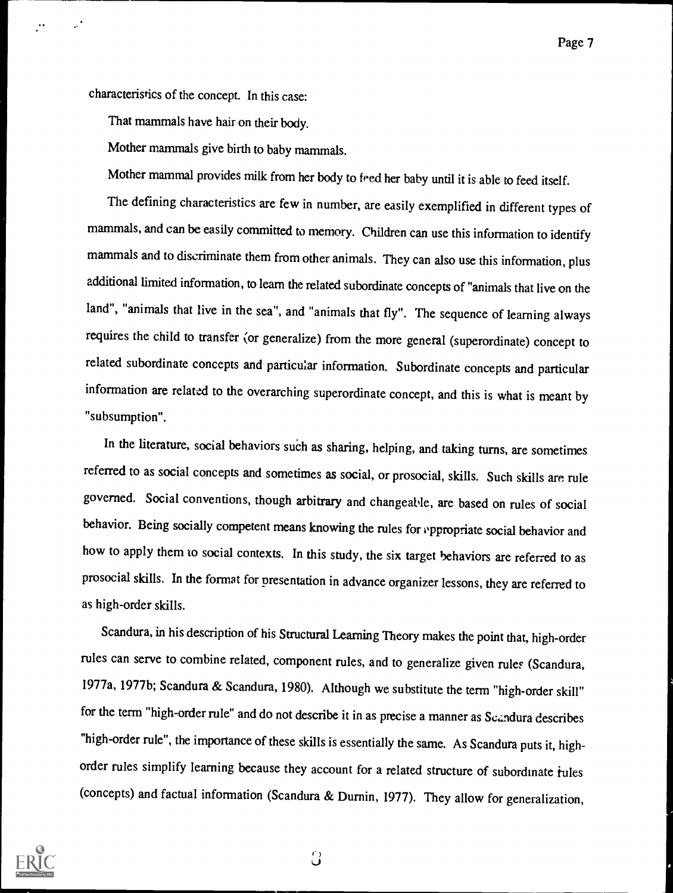characteristics of the concept. In this case:

That mammals have hair on their body.

Mother mammals give birth to baby mammals.

Mother mammal provides milk from her body to feed her baby until it is able to feed itself.

The defining characteristics are few in number, are easily exemplified in different types of mammals, and can be easily committed to memory. Children can use this information to identify mammals and to discriminate them from other animals. They can also use this information, plus additional limited information, to learn the related subordinate concepts of "animals that live on the land", "animals that live in the sea", and "animals that fly". The sequence of learning always requires the child to transfer (or generalize) from the more general (superordinate) concept to related subordinate concepts and particular information. Subordinate concepts and particular information are related to the overarching superordinate concept, and this is what is meant by "subsumption".

In the literature, social behaviors such as sharing, helping, and taking turns, are sometimes referred to as social concepts and sometimes as social, or prosocial, skills. Such skills are rule governed. Social conventions, though arbitrary and changeable, are based on rules of social behavior. Being socially competent means knowing the rules for appropriate social behavior and how to apply them to social contexts. In this study, the six target behaviors are referred to as prosocial skills. In the format for presentation in advance organizer lessons, they are referred to as high-order skills.

Scandura, in his description of his Structural Learning Theory makes the point that, high-order rules can serve to combine related, component rules, and to generalize given rules (Scandura, 1977a, 1977b; Scandura & Scandura, 1980). Although we substitute the term "high-order skill" for the term "high-order rule" and do not describe it in as precise a manner as Scandura describes "high-order rule", the importance of these skills is essentially the same. As Scandura puts it, high-order rules simplify learning because they account for a related structure of subordinate rules (concepts) and factual information (Scandura & Durnin, 1977). They allow for generalization,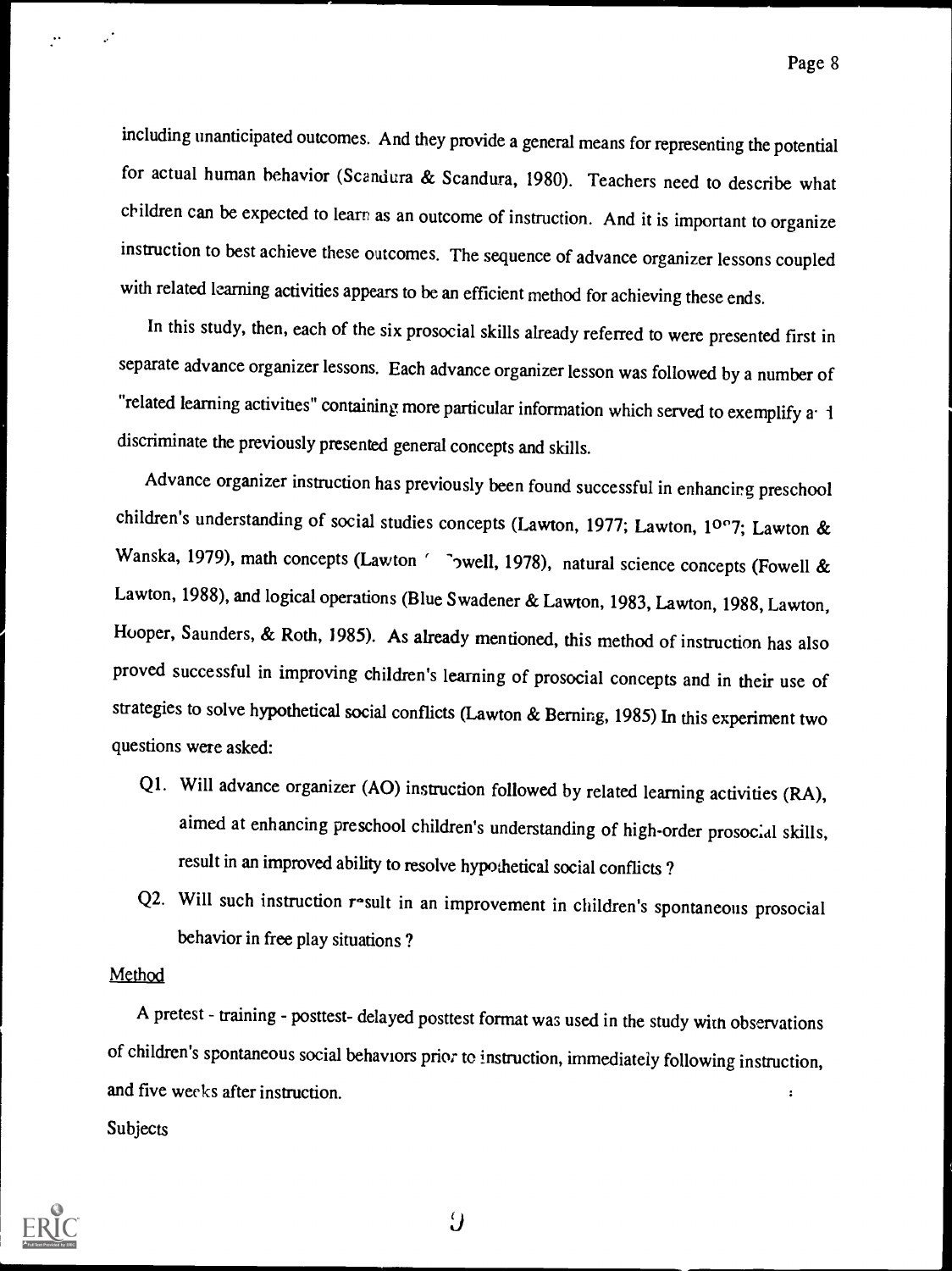including unanticipated outcomes. And they provide a general means for representing the potential for actual human behavior (Scandura & Scandura, 1980). Teachers need to describe what children can be expected to learn as an outcome of instruction. And it is important to organize instruction to best achieve these outcomes. The sequence of advance organizer lessons coupled with related learning activities appears to be an efficient method for achieving these ends.

In this study, then, each of the six prosocial skills already referred to were presented first in separate advance organizer lessons. Each advance organizer lesson was followed by a number of "related learning activities" containing more particular information which served to exemplify and discriminate the previously presented general concepts and skills.

Advance organizer instruction has previously been found successful in enhancing preschool children's understanding of social studies concepts (Lawton, 1977; Lawton, 1987; Lawton & Wanska, 1979), math concepts (Lawton & Fowell, 1978), natural science concepts (Fowell & Lawton, 1988), and logical operations (Blue Swadener & Lawton, 1983, Lawton, 1988, Lawton, Hooper, Saunders, & Roth, 1985). As already mentioned, this method of instruction has also proved successful in improving children's learning of prosocial concepts and in their use of strategies to solve hypothetical social conflicts (Lawton & Berning, 1985) In this experiment two questions were asked:

- Q1. Will advance organizer (AO) instruction followed by related learning activities (RA), aimed at enhancing preschool children's understanding of high-order prosocial skills, result in an improved ability to resolve hypothetical social conflicts ?
- Q2. Will such instruction result in an improvement in children's spontaneous prosocial behavior in free play situations ?

## Method

A pretest - training - posttest- delayed posttest format was used in the study with observations of children's spontaneous social behaviors prior to instruction, immediately following instruction, and five weeks after instruction.

### Subjects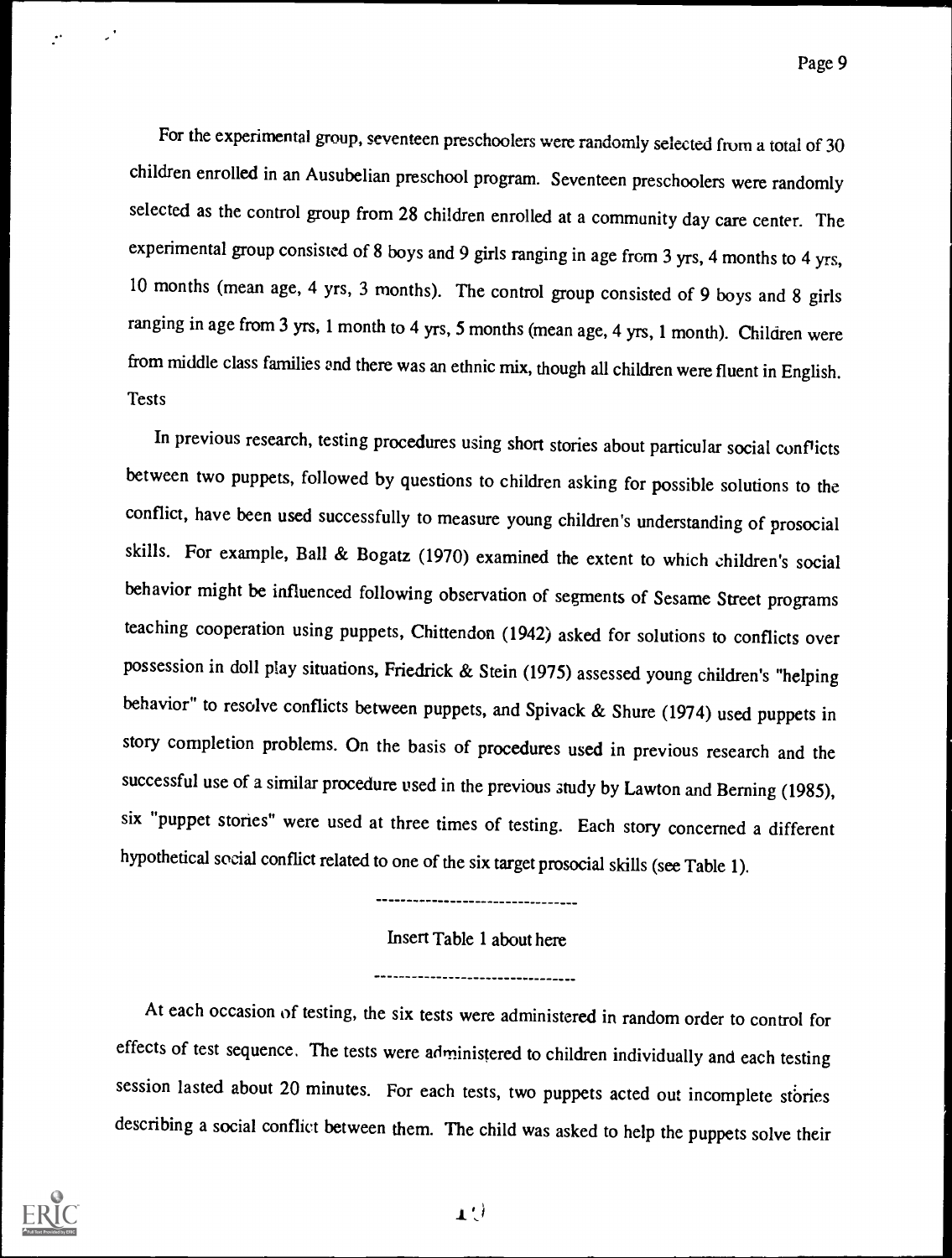For the experimental group, seventeen preschoolers were randomly selected from a total of 30 children enrolled in an Ausubelian preschool program. Seventeen preschoolers were randomly selected as the control group from 28 children enrolled at a community day care center. The experimental group consisted of 8 boys and 9 girls ranging in age from 3 yrs, 4 months to 4 yrs, 10 months (mean age, 4 yrs, 3 months). The control group consisted of 9 boys and 8 girls ranging in age from 3 yrs, 1 month to 4 yrs, 5 months (mean age, 4 yrs, 1 month). Children were from middle class families and there was an ethnic mix, though all children were fluent in English.

Tests

In previous research, testing procedures using short stories about particular social conflicts between two puppets, followed by questions to children asking for possible solutions to the conflict, have been used successfully to measure young children's understanding of prosocial skills. For example, Ball & Bogatz (1970) examined the extent to which children's social behavior might be influenced following observation of segments of Sesame Street programs teaching cooperation using puppets, Chittendon (1942) asked for solutions to conflicts over possession in doll play situations, Friedrick & Stein (1975) assessed young children's "helping behavior" to resolve conflicts between puppets, and Spivack & Shure (1974) used puppets in story completion problems. On the basis of procedures used in previous research and the successful use of a similar procedure used in the previous study by Lawton and Berning (1985), six "puppet stories" were used at three times of testing. Each story concerned a different hypothetical social conflict related to one of the six target prosocial skills (see Table 1).

---

Insert Table 1 about here

---

At each occasion of testing, the six tests were administered in random order to control for effects of test sequence. The tests were administered to children individually and each testing session lasted about 20 minutes. For each tests, two puppets acted out incomplete stories describing a social conflict between them. The child was asked to help the puppets solve their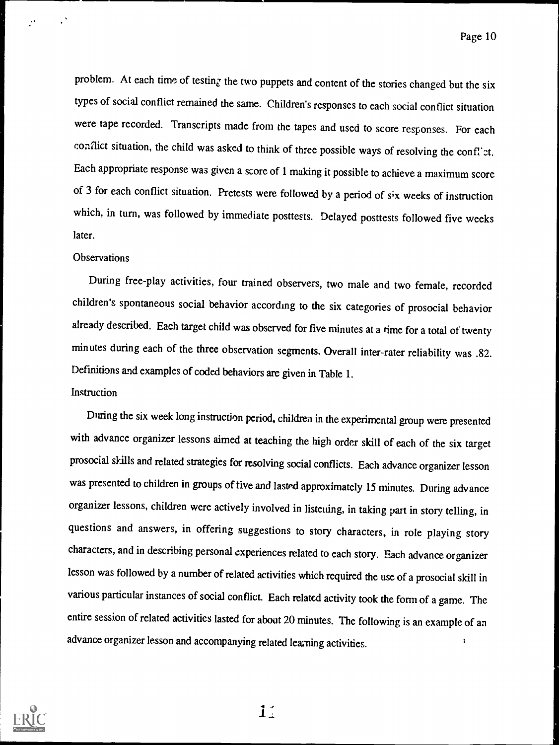problem. At each time of testing the two puppets and content of the stories changed but the six types of social conflict remained the same. Children's responses to each social conflict situation were tape recorded. Transcripts made from the tapes and used to score responses. For each conflict situation, the child was asked to think of three possible ways of resolving the conflict. Each appropriate response was given a score of 1 making it possible to achieve a maximum score of 3 for each conflict situation. Pretests were followed by a period of six weeks of instruction which, in turn, was followed by immediate posttests. Delayed posttests followed five weeks later.

Observations

During free-play activities, four trained observers, two male and two female, recorded children's spontaneous social behavior according to the six categories of prosocial behavior already described. Each target child was observed for five minutes at a time for a total of twenty minutes during each of the three observation segments. Overall inter-rater reliability was .82. Definitions and examples of coded behaviors are given in Table 1.

Instruction

During the six week long instruction period, children in the experimental group were presented with advance organizer lessons aimed at teaching the high order skill of each of the six target prosocial skills and related strategies for resolving social conflicts. Each advance organizer lesson was presented to children in groups of five and lasted approximately 15 minutes. During advance organizer lessons, children were actively involved in listening, in taking part in story telling, in questions and answers, in offering suggestions to story characters, in role playing story characters, and in describing personal experiences related to each story. Each advance organizer lesson was followed by a number of related activities which required the use of a prosocial skill in various particular instances of social conflict. Each related activity took the form of a game. The entire session of related activities lasted for about 20 minutes. The following is an example of an advance organizer lesson and accompanying related learning activities.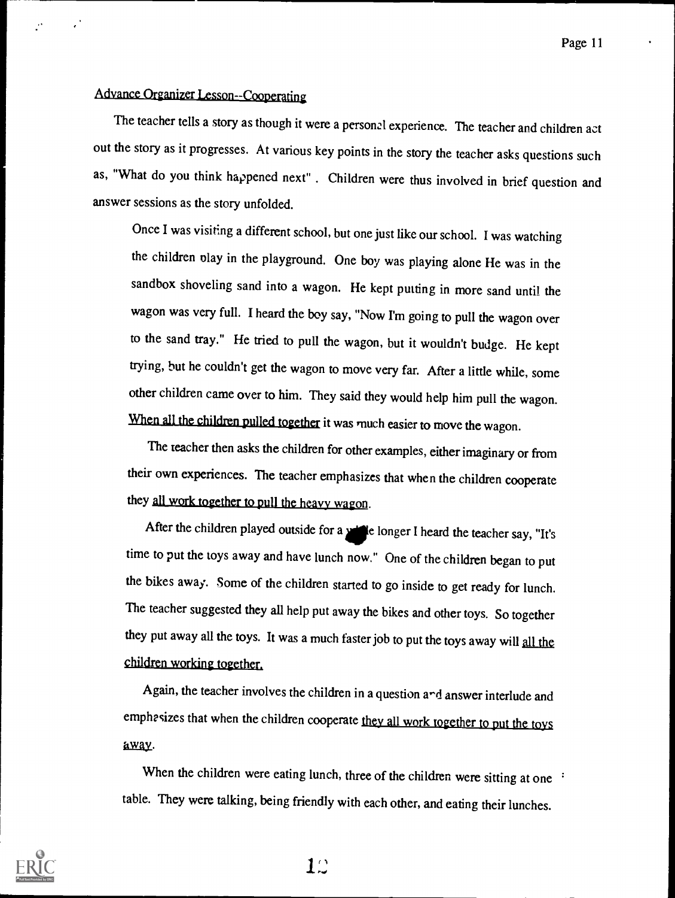Advance Organizer Lesson--Cooperating

The teacher tells a story as though it were a personal experience. The teacher and children act out the story as it progresses. At various key points in the story the teacher asks questions such as, "What do you think happened next" . Children were thus involved in brief question and answer sessions as the story unfolded.

> Once I was visiting a different school, but one just like our school. I was watching the children play in the playground. One boy was playing alone He was in the sandbox shoveling sand into a wagon. He kept putting in more sand until the wagon was very full. I heard the boy say, "Now I'm going to pull the wagon over to the sand tray." He tried to pull the wagon, but it wouldn't budge. He kept trying, but he couldn't get the wagon to move very far. After a little while, some other children came over to him. They said they would help him pull the wagon. When all the children pulled together it was much easier to move the wagon.
>
> The teacher then asks the children for other examples, either imaginary or from their own experiences. The teacher emphasizes that when the children cooperate they all work together to pull the heavy wagon.
>
> After the children played outside for a while longer I heard the teacher say, "It's time to put the toys away and have lunch now." One of the children began to put the bikes away. Some of the children started to go inside to get ready for lunch. The teacher suggested they all help put away the bikes and other toys. So together they put away all the toys. It was a much faster job to put the toys away will all the children working together.
>
> Again, the teacher involves the children in a question and answer interlude and emphasizes that when the children cooperate they all work together to put the toys away.
>
> When the children were eating lunch, three of the children were sitting at one table. They were talking, being friendly with each other, and eating their lunches.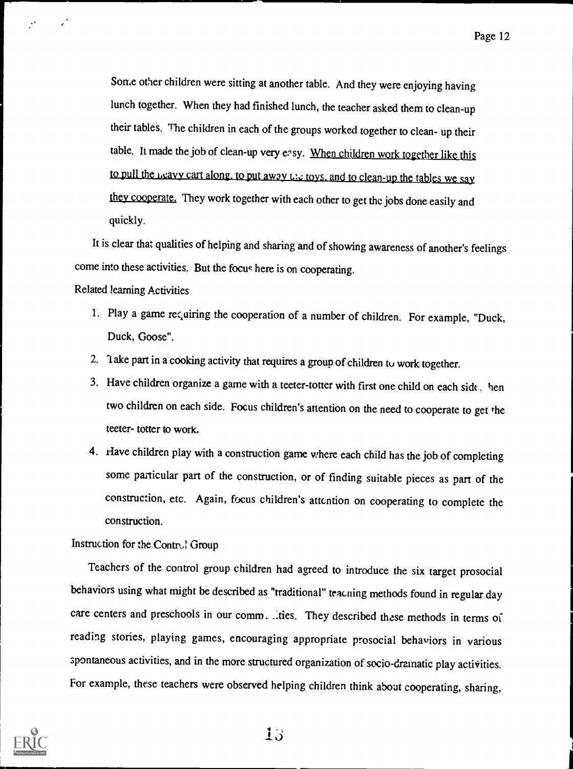Some other children were sitting at another table. And they were enjoying having lunch together. When they had finished lunch, the teacher asked them to clean-up their tables. The children in each of the groups worked together to clean- up their table. It made the job of clean-up very easy. <u>When children work together like this to pull the heavy cart along, to put away the toys, and to clean-up the tables we say they cooperate.</u> They work together with each other to get the jobs done easily and quickly.

It is clear that qualities of helping and sharing and of showing awareness of another's feelings come into these activities. But the focus here is on cooperating.

Related learning Activities

1. Play a game requiring the cooperation of a number of children. For example, "Duck, Duck, Goose".
2. Take part in a cooking activity that requires a group of children to work together.
3. Have children organize a game with a teeter-totter with first one child on each side, then two children on each side. Focus children's attention on the need to cooperate to get the teeter- totter to work.
4. Have children play with a construction game where each child has the job of completing some particular part of the construction, or of finding suitable pieces as part of the construction, etc. Again, focus children's attention on cooperating to complete the construction.

Instruction for the Control Group

Teachers of the control group children had agreed to introduce the six target prosocial behaviors using what might be described as "traditional" teaching methods found in regular day care centers and preschools in our communities. They described these methods in terms of reading stories, playing games, encouraging appropriate prosocial behaviors in various spontaneous activities, and in the more structured organization of socio-dramatic play activities. For example, these teachers were observed helping children think about cooperating, sharing,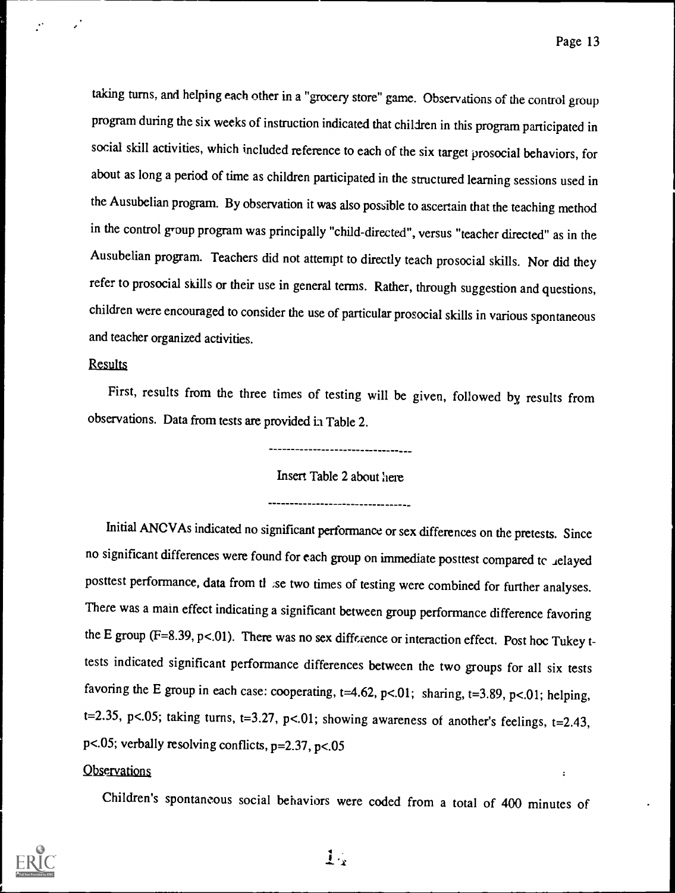taking turns, and helping each other in a "grocery store" game. Observations of the control group program during the six weeks of instruction indicated that children in this program participated in social skill activities, which included reference to each of the six target prosocial behaviors, for about as long a period of time as children participated in the structured learning sessions used in the Ausubelian program. By observation it was also possible to ascertain that the teaching method in the control group program was principally "child-directed", versus "teacher directed" as in the Ausubelian program. Teachers did not attempt to directly teach prosocial skills. Nor did they refer to prosocial skills or their use in general terms. Rather, through suggestion and questions, children were encouraged to consider the use of particular prosocial skills in various spontaneous and teacher organized activities.

## Results

First, results from the three times of testing will be given, followed by results from observations. Data from tests are provided in Table 2.

---

Insert Table 2 about here

---

Initial ANCVAs indicated no significant performance or sex differences on the pretests. Since no significant differences were found for each group on immediate posttest compared to delayed posttest performance, data from these two times of testing were combined for further analyses. There was a main effect indicating a significant between group performance difference favoring the E group ($F=8.39$, $p<.01$). There was no sex difference or interaction effect. Post hoc Tukey t-tests indicated significant performance differences between the two groups for all six tests favoring the E group in each case: cooperating, $t=4.62$, $p<.01$; sharing, $t=3.89$, $p<.01$; helping, $t=2.35$, $p<.05$; taking turns, $t=3.27$, $p<.01$; showing awareness of another's feelings, $t=2.43$, $p<.05$; verbally resolving conflicts, $p=2.37$, $p<.05$

## Observations

Children's spontaneous social behaviors were coded from a total of 400 minutes of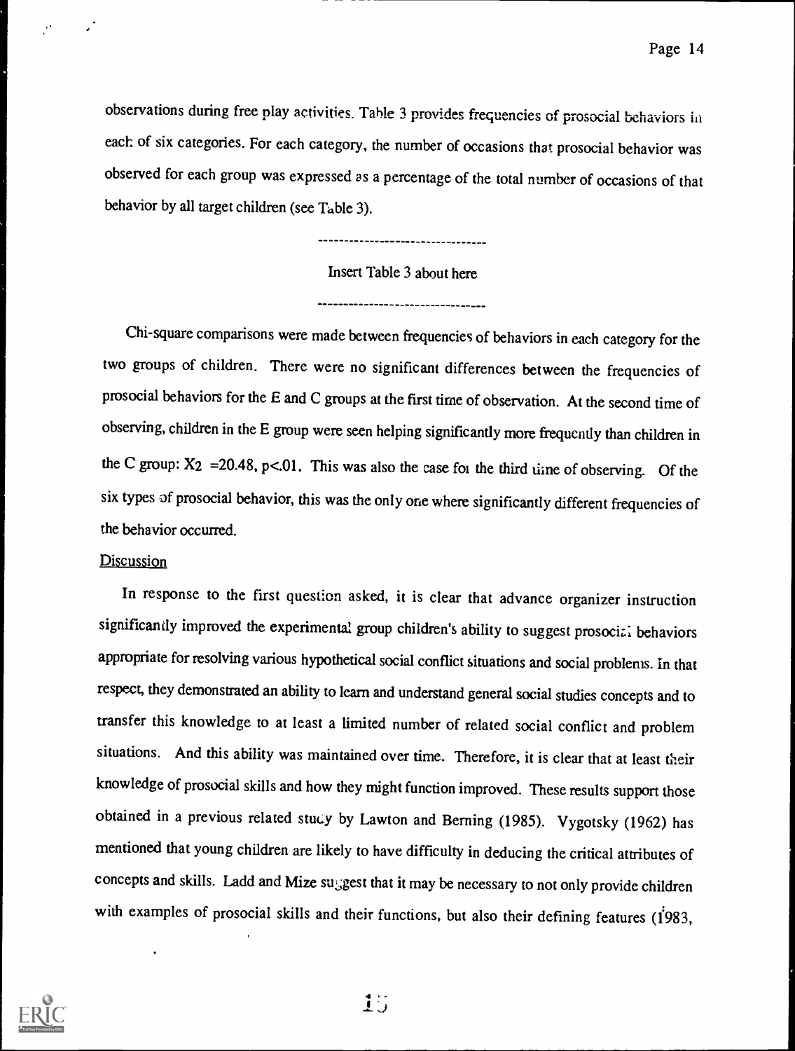observations during free play activities. Table 3 provides frequencies of prosocial behaviors in each of six categories. For each category, the number of occasions that prosocial behavior was observed for each group was expressed as a percentage of the total number of occasions of that behavior by all target children (see Table 3).

--------------------------------

Insert Table 3 about here

--------------------------------

Chi-square comparisons were made between frequencies of behaviors in each category for the two groups of children. There were no significant differences between the frequencies of prosocial behaviors for the E and C groups at the first time of observation. At the second time of observing, children in the E group were seen helping significantly more frequently than children in the C group: $X_2 = 20.48$, $p < .01$. This was also the case for the third time of observing. Of the six types of prosocial behavior, this was the only one where significantly different frequencies of the behavior occurred.

## Discussion

In response to the first question asked, it is clear that advance organizer instruction significantly improved the experimental group children's ability to suggest prosocial behaviors appropriate for resolving various hypothetical social conflict situations and social problems. In that respect, they demonstrated an ability to learn and understand general social studies concepts and to transfer this knowledge to at least a limited number of related social conflict and problem situations. And this ability was maintained over time. Therefore, it is clear that at least their knowledge of prosocial skills and how they might function improved. These results support those obtained in a previous related study by Lawton and Berning (1985). Vygotsky (1962) has mentioned that young children are likely to have difficulty in deducing the critical attributes of concepts and skills. Ladd and Mize suggest that it may be necessary to not only provide children with examples of prosocial skills and their functions, but also their defining features (1983,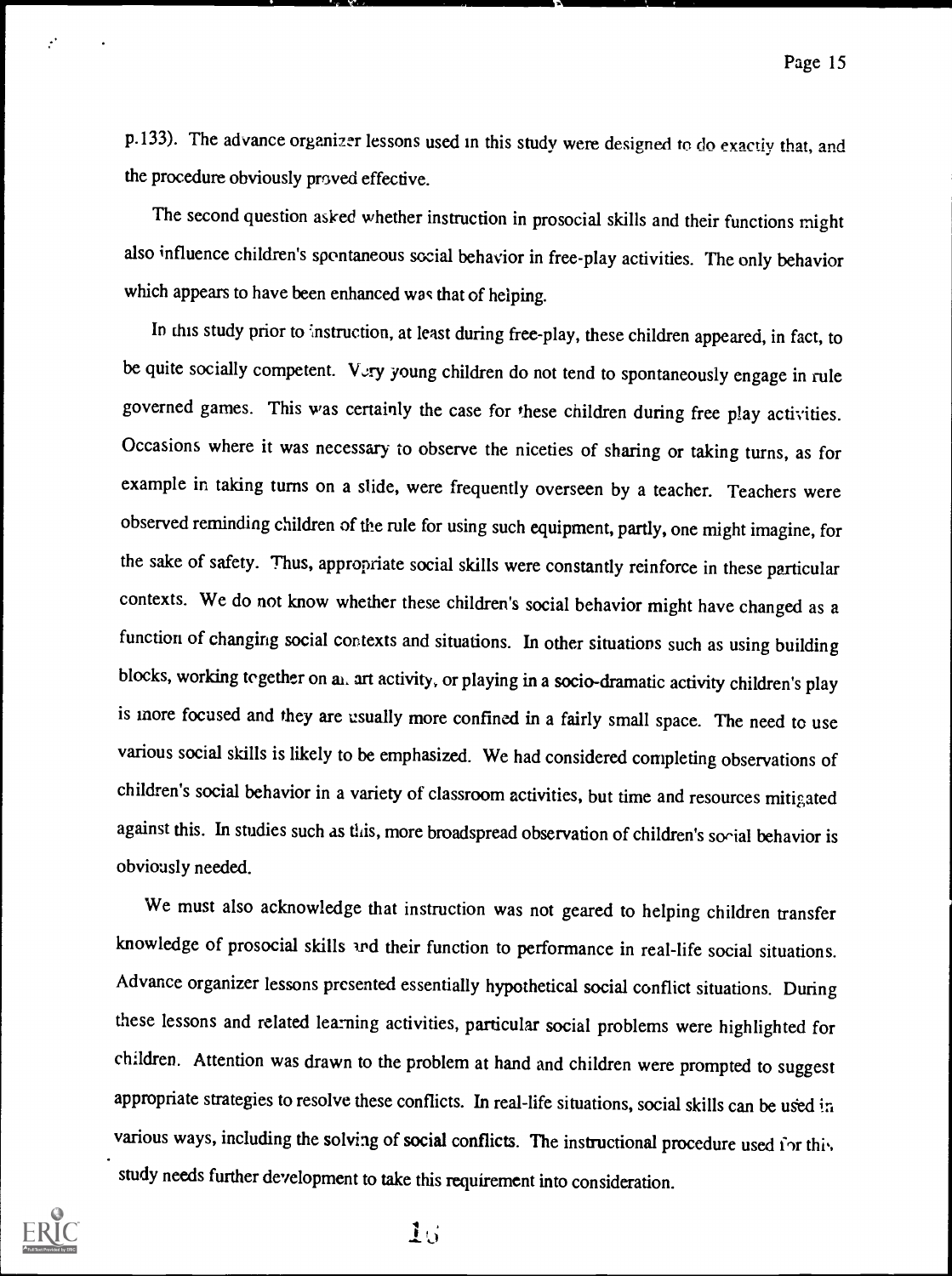p.133). The advance organizer lessons used in this study were designed to do exactly that, and the procedure obviously proved effective.

The second question asked whether instruction in prosocial skills and their functions might also influence children's spontaneous social behavior in free-play activities. The only behavior which appears to have been enhanced was that of helping.

In this study prior to instruction, at least during free-play, these children appeared, in fact, to be quite socially competent. Very young children do not tend to spontaneously engage in rule governed games. This was certainly the case for these children during free play activities. Occasions where it was necessary to observe the niceties of sharing or taking turns, as for example in taking turns on a slide, were frequently overseen by a teacher. Teachers were observed reminding children of the rule for using such equipment, partly, one might imagine, for the sake of safety. Thus, appropriate social skills were constantly reinforce in these particular contexts. We do not know whether these children's social behavior might have changed as a function of changing social contexts and situations. In other situations such as using building blocks, working together on an art activity, or playing in a socio-dramatic activity children's play is more focused and they are usually more confined in a fairly small space. The need to use various social skills is likely to be emphasized. We had considered completing observations of children's social behavior in a variety of classroom activities, but time and resources mitigated against this. In studies such as this, more broadspread observation of children's social behavior is obviously needed.

We must also acknowledge that instruction was not geared to helping children transfer knowledge of prosocial skills and their function to performance in real-life social situations. Advance organizer lessons presented essentially hypothetical social conflict situations. During these lessons and related learning activities, particular social problems were highlighted for children. Attention was drawn to the problem at hand and children were prompted to suggest appropriate strategies to resolve these conflicts. In real-life situations, social skills can be used in various ways, including the solving of social conflicts. The instructional procedure used for this study needs further development to take this requirement into consideration.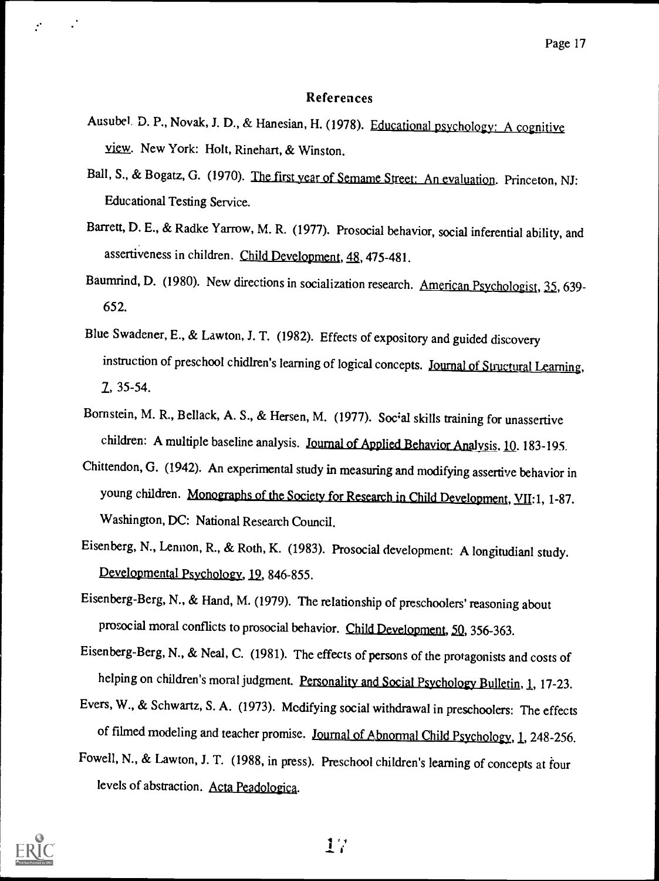# References

Ausubel, D. P., Novak, J. D., & Hanesian, H. (1978). Educational psychology: A cognitive view. New York: Holt, Rinehart, & Winston.

Ball, S., & Bogatz, G. (1970). The first year of Semame Street: An evaluation. Princeton, NJ: Educational Testing Service.

Barrett, D. E., & Radke Yarrow, M. R. (1977). Prosocial behavior, social inferential ability, and assertiveness in children. Child Development, 48, 475-481.

Baumrind, D. (1980). New directions in socialization research. American Psychologist, 35, 639-652.

Blue Swadener, E., & Lawton, J. T. (1982). Effects of expository and guided discovery instruction of preschool chidlren's learning of logical concepts. Journal of Structural Learning, 7, 35-54.

Bornstein, M. R., Bellack, A. S., & Hersen, M. (1977). Social skills training for unassertive children: A multiple baseline analysis. Journal of Applied Behavior Analysis, 10, 183-195.

Chittendon, G. (1942). An experimental study in measuring and modifying assertive behavior in young children. Monographs of the Society for Research in Child Development, VII:1, 1-87. Washington, DC: National Research Council.

Eisenberg, N., Lennon, R., & Roth, K. (1983). Prosocial development: A longitudianl study. Developmental Psychology, 19, 846-855.

Eisenberg-Berg, N., & Hand, M. (1979). The relationship of preschoolers' reasoning about prosocial moral conflicts to prosocial behavior. Child Development, 50, 356-363.

Eisenberg-Berg, N., & Neal, C. (1981). The effects of persons of the protagonists and costs of helping on children's moral judgment. Personality and Social Psychology Bulletin, 1, 17-23.

Evers, W., & Schwartz, S. A. (1973). Modifying social withdrawal in preschoolers: The effects of filmed modeling and teacher promise. Journal of Abnormal Child Psychology, 1, 248-256.

Fowell, N., & Lawton, J. T. (1988, in press). Preschool children's learning of concepts at four levels of abstraction. Acta Peadologica.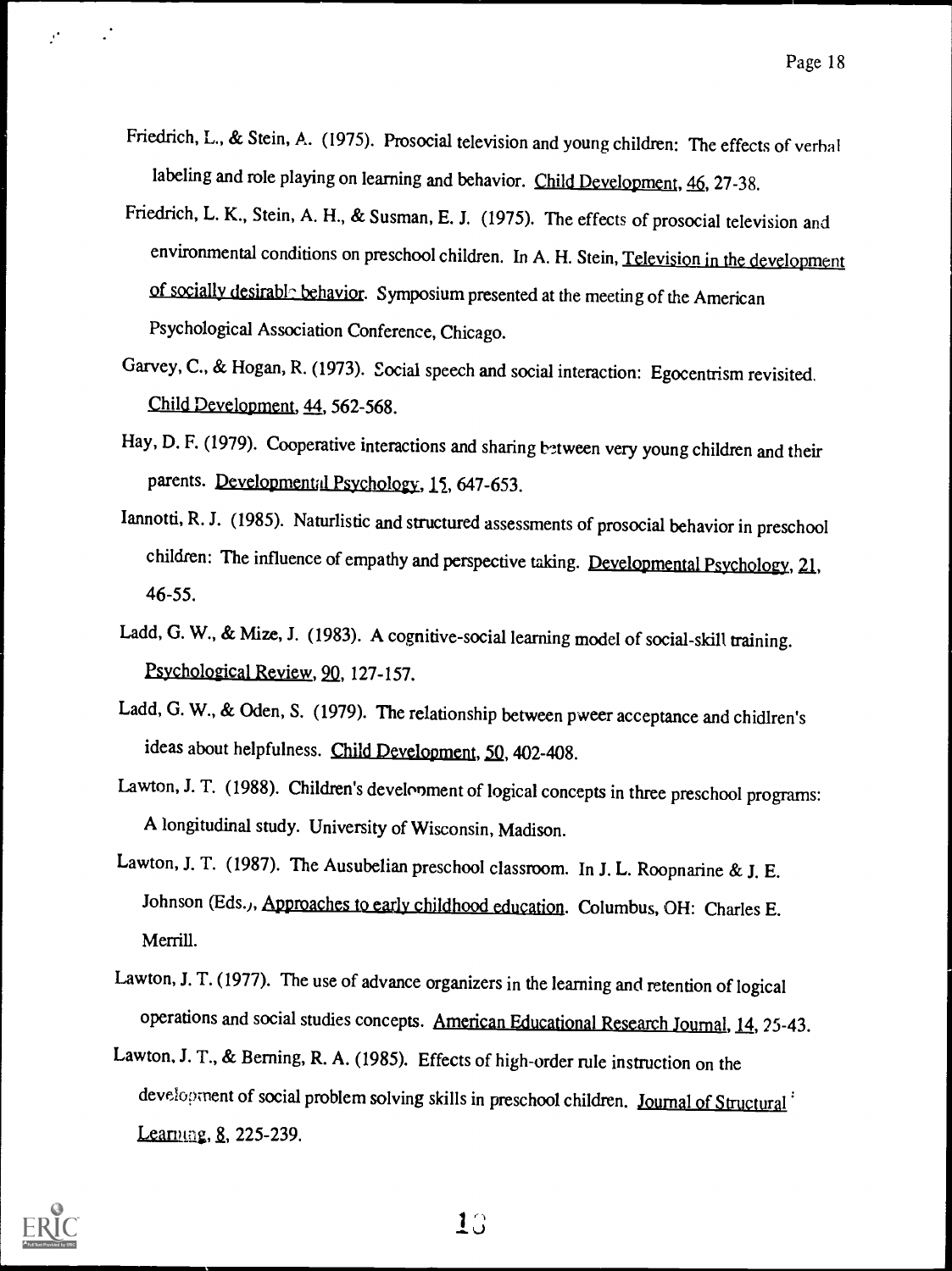Friedrich, L., & Stein, A. (1975). Prosocial television and young children: The effects of verbal labeling and role playing on learning and behavior. Child Development, 46, 27-38.

Friedrich, L. K., Stein, A. H., & Susman, E. J. (1975). The effects of prosocial television and environmental conditions on preschool children. In A. H. Stein, Television in the development of socially desirable behavior. Symposium presented at the meeting of the American Psychological Association Conference, Chicago.

Garvey, C., & Hogan, R. (1973). Social speech and social interaction: Egocentrism revisited. Child Development, 44, 562-568.

Hay, D. F. (1979). Cooperative interactions and sharing between very young children and their parents. Developmental Psychology, 15, 647-653.

Iannotti, R. J. (1985). Naturlistic and structured assessments of prosocial behavior in preschool children: The influence of empathy and perspective taking. Developmental Psychology, 21, 46-55.

Ladd, G. W., & Mize, J. (1983). A cognitive-social learning model of social-skill training. Psychological Review, 90, 127-157.

Ladd, G. W., & Oden, S. (1979). The relationship between pweer acceptance and chidlren's ideas about helpfulness. Child Development, 50, 402-408.

Lawton, J. T. (1988). Children's development of logical concepts in three preschool programs: A longitudinal study. University of Wisconsin, Madison.

Lawton, J. T. (1987). The Ausubelian preschool classroom. In J. L. Roopnarine & J. E. Johnson (Eds.), Approaches to early childhood education. Columbus, OH: Charles E. Merrill.

Lawton, J. T. (1977). The use of advance organizers in the learning and retention of logical operations and social studies concepts. American Educational Research Journal, 14, 25-43.

Lawton, J. T., & Berning, R. A. (1985). Effects of high-order rule instruction on the development of social problem solving skills in preschool children. Journal of Structural Learning, 8, 225-239.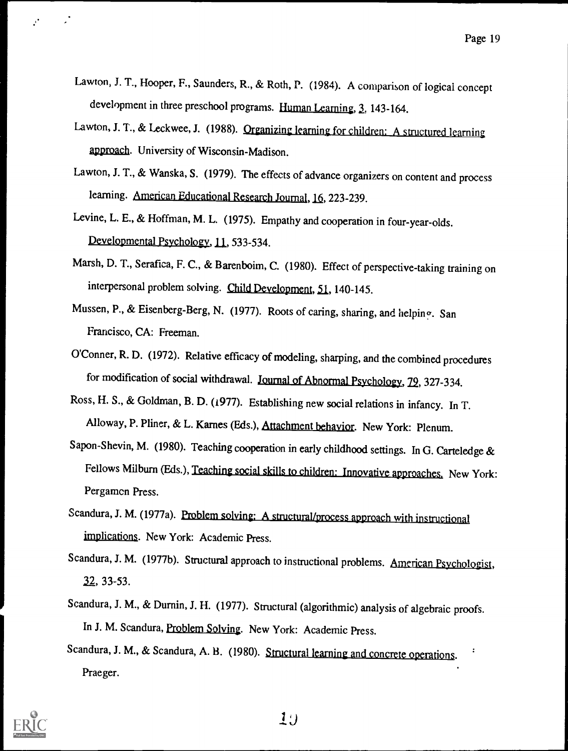Lawton, J. T., Hooper, F., Saunders, R., & Roth, P. (1984). A comparison of logical concept development in three preschool programs. Human Learning, 3, 143-164.

Lawton, J. T., & Leckwee, J. (1988). Organizing learning for children: A structured learning approach. University of Wisconsin-Madison.

Lawton, J. T., & Wanska, S. (1979). The effects of advance organizers on content and process learning. American Educational Research Journal, 16, 223-239.

Levine, L. E., & Hoffman, M. L. (1975). Empathy and cooperation in four-year-olds. Developmental Psychology, 11, 533-534.

Marsh, D. T., Serafica, F. C., & Barenboim, C. (1980). Effect of perspective-taking training on interpersonal problem solving. Child Development, 51, 140-145.

Mussen, P., & Eisenberg-Berg, N. (1977). Roots of caring, sharing, and helping. San Francisco, CA: Freeman.

O'Conner, R. D. (1972). Relative efficacy of modeling, sharping, and the combined procedures for modification of social withdrawal. Journal of Abnormal Psychology, 79, 327-334.

Ross, H. S., & Goldman, B. D. (1977). Establishing new social relations in infancy. In T. Alloway, P. Pliner, & L. Karnes (Eds.), Attachment behavior. New York: Plenum.

Sapon-Shevin, M. (1980). Teaching cooperation in early childhood settings. In G. Carteledge & Fellows Milburn (Eds.), Teaching social skills to children: Innovative approaches. New York: Pergamon Press.

Scandura, J. M. (1977a). Problem solving: A structural/process approach with instructional implications. New York: Academic Press.

Scandura, J. M. (1977b). Structural approach to instructional problems. American Psychologist, 32, 33-53.

Scandura, J. M., & Durnin, J. H. (1977). Structural (algorithmic) analysis of algebraic proofs. In J. M. Scandura, Problem Solving. New York: Academic Press.

Scandura, J. M., & Scandura, A. B. (1980). Structural learning and concrete operations. Praeger.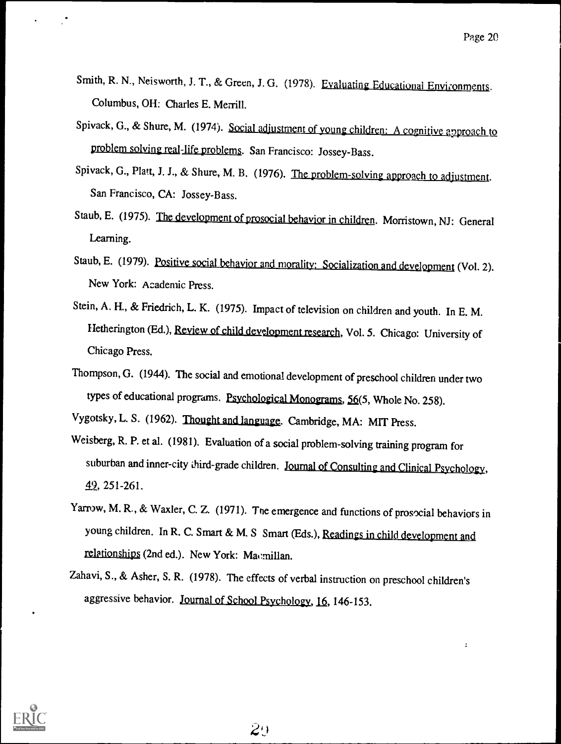Smith, R. N., Neisworth, J. T., & Green, J. G. (1978). Evaluating Educational Environments. Columbus, OH: Charles E. Merrill.

Spivack, G., & Shure, M. (1974). Social adjustment of young children: A cognitive approach to problem solving real-life problems. San Francisco: Jossey-Bass.

Spivack, G., Platt, J. J., & Shure, M. B. (1976). The problem-solving approach to adjustment. San Francisco, CA: Jossey-Bass.

Staub, E. (1975). The development of prosocial behavior in children. Morristown, NJ: General Learning.

Staub, E. (1979). Positive social behavior and morality: Socialization and development (Vol. 2). New York: Academic Press.

Stein, A. H., & Friedrich, L. K. (1975). Impact of television on children and youth. In E. M. Hetherington (Ed.), Review of child development research, Vol. 5. Chicago: University of Chicago Press.

Thompson, G. (1944). The social and emotional development of preschool children under two types of educational programs. Psychological Monograms, 56(5, Whole No. 258).

Vygotsky, L. S. (1962). Thought and language. Cambridge, MA: MIT Press.

Weisberg, R. P. et al. (1981). Evaluation of a social problem-solving training program for suburban and inner-city third-grade children. Journal of Consulting and Clinical Psychology, 49, 251-261.

Yarrow, M. R., & Waxler, C. Z. (1971). The emergence and functions of prosocial behaviors in young children. In R. C. Smart & M. S Smart (Eds.), Readings in child development and relationships (2nd ed.). New York: Macmillan.

Zahavi, S., & Asher, S. R. (1978). The effects of verbal instruction on preschool children's aggressive behavior. Journal of School Psychology, 16, 146-153.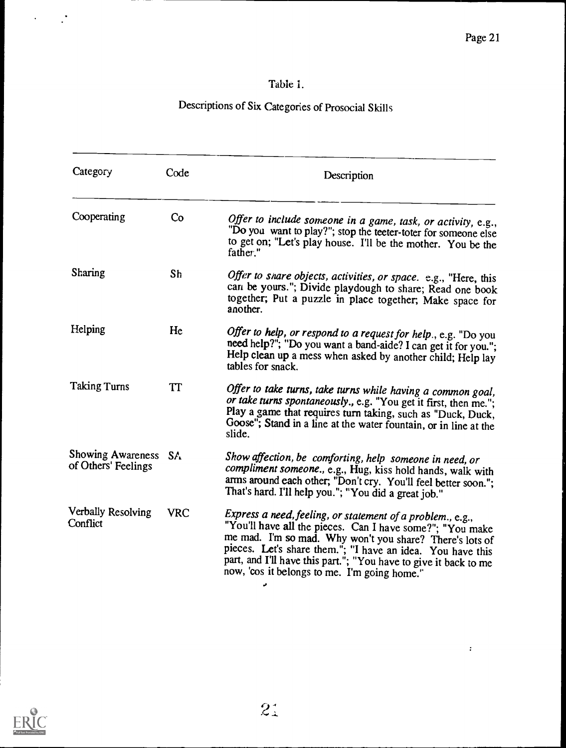Table 1.

Descriptions of Six Categories of Prosocial Skills

| Category | Code | Description |
|---|---|---|
| Cooperating | Co | *Offer to include someone in a game, task, or activity*, e.g., "Do you want to play?"; stop the teeter-toter for someone else to get on; "Let's play house. I'll be the mother. You be the father." |
| Sharing | Sh | *Offer to share objects, activities, or space.* e.g., "Here, this can be yours."; Divide playdough to share; Read one book together; Put a puzzle in place together; Make space for another. |
| Helping | He | *Offer to help, or respond to a request for help.*, e.g. "Do you need help?"; "Do you want a band-aide? I can get it for you."; Help clean up a mess when asked by another child; Help lay tables for snack. |
| Taking Turns | TT | *Offer to take turns, take turns while having a common goal, or take turns spontaneously.*, e.g. "You get it first, then me."; Play a game that requires turn taking, such as "Duck, Duck, Goose"; Stand in a line at the water fountain, or in line at the slide. |
| Showing Awareness of Others' Feelings | SA | *Show affection, be comforting, help someone in need, or compliment someone.*, e.g., Hug, kiss hold hands, walk with arms around each other; "Don't cry. You'll feel better soon."; That's hard. I'll help you."; "You did a great job." |
| Verbally Resolving Conflict | VRC | *Express a need, feeling, or statement of a problem.*, e.g., "You'll have all the pieces. Can I have some?"; "You make me mad. I'm so mad. Why won't you share? There's lots of pieces. Let's share them."; "I have an idea. You have this part, and I'll have this part."; "You have to give it back to me now, 'cos it belongs to me. I'm going home." |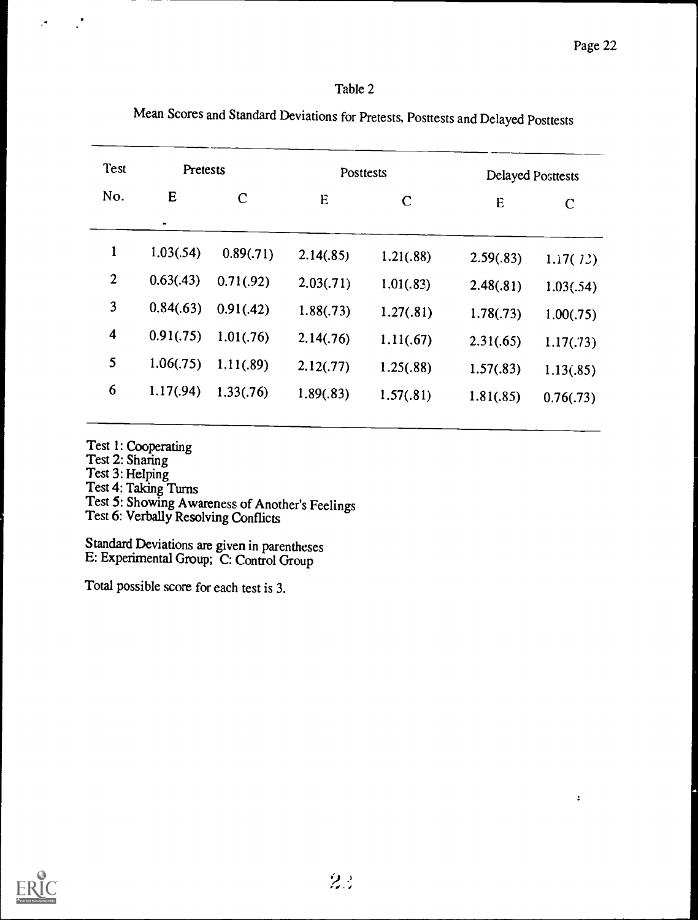Table 2

Mean Scores and Standard Deviations for Pretests, Posttests and Delayed Posttests

| Test No. | Pretests | | Posttests | | Delayed Posttests | |
|---|---|---|---|---|---|---|
| | E | C | E | C | E | C |
| 1 | 1.03(.54) | 0.89(.71) | 2.14(.85) | 1.21(.88) | 2.59(.83) | 1.17(.72) |
| 2 | 0.63(.43) | 0.71(.92) | 2.03(.71) | 1.01(.83) | 2.48(.81) | 1.03(.54) |
| 3 | 0.84(.63) | 0.91(.42) | 1.88(.73) | 1.27(.81) | 1.78(.73) | 1.00(.75) |
| 4 | 0.91(.75) | 1.01(.76) | 2.14(.76) | 1.11(.67) | 2.31(.65) | 1.17(.73) |
| 5 | 1.06(.75) | 1.11(.89) | 2.12(.77) | 1.25(.88) | 1.57(.83) | 1.13(.85) |
| 6 | 1.17(.94) | 1.33(.76) | 1.89(.83) | 1.57(.81) | 1.81(.85) | 0.76(.73) |

Test 1: Cooperating
Test 2: Sharing
Test 3: Helping
Test 4: Taking Turns
Test 5: Showing Awareness of Another's Feelings
Test 6: Verbally Resolving Conflicts

Standard Deviations are given in parentheses
E: Experimental Group; C: Control Group

Total possible score for each test is 3.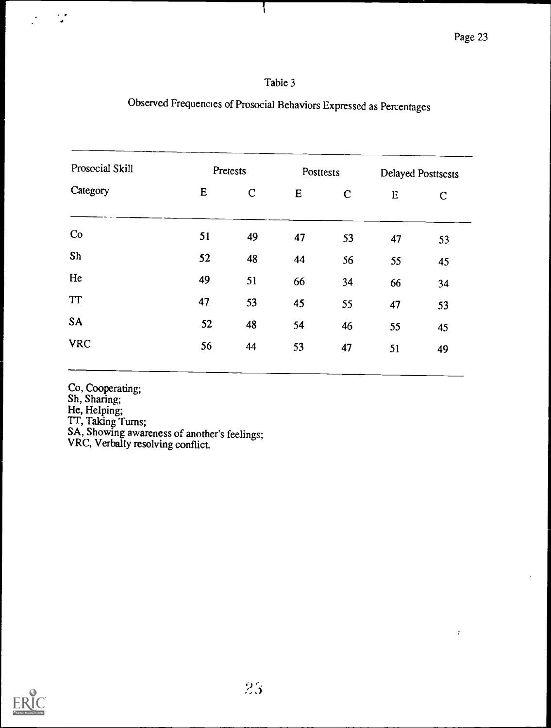Table 3

Observed Frequencies of Prosocial Behaviors Expressed as Percentages

| Prosocial Skill | Pretests | | Posttests | | Delayed Posttsests | |
|---|---|---|---|---|---|---|
| Category | E | C | E | C | E | C |
| Co | 51 | 49 | 47 | 53 | 47 | 53 |
| Sh | 52 | 48 | 44 | 56 | 55 | 45 |
| He | 49 | 51 | 66 | 34 | 66 | 34 |
| TT | 47 | 53 | 45 | 55 | 47 | 53 |
| SA | 52 | 48 | 54 | 46 | 55 | 45 |
| VRC | 56 | 44 | 53 | 47 | 51 | 49 |

Co, Cooperating;
Sh, Sharing;
He, Helping;
TT, Taking Turns;
SA, Showing awareness of another's feelings;
VRC, Verbally resolving conflict.